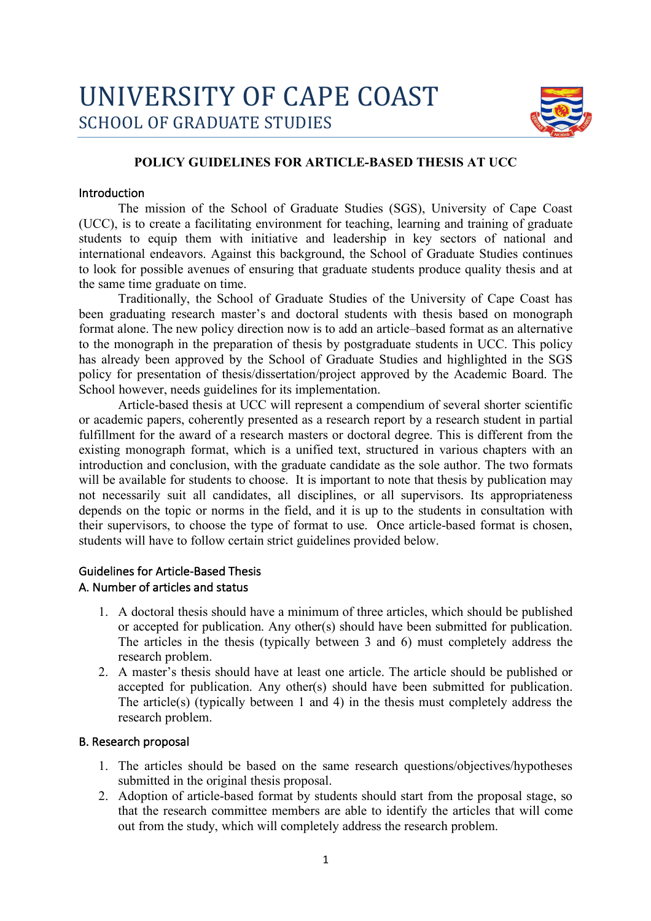# UNIVERSITY OF CAPE COAST
## SCHOOL OF GRADUATE STUDIES

**POLICY GUIDELINES FOR ARTICLE-BASED THESIS AT UCC**

### Introduction

The mission of the School of Graduate Studies (SGS), University of Cape Coast (UCC), is to create a facilitating environment for teaching, learning and training of graduate students to equip them with initiative and leadership in key sectors of national and international endeavors. Against this background, the School of Graduate Studies continues to look for possible avenues of ensuring that graduate students produce quality thesis and at the same time graduate on time.

Traditionally, the School of Graduate Studies of the University of Cape Coast has been graduating research master's and doctoral students with thesis based on monograph format alone. The new policy direction now is to add an article–based format as an alternative to the monograph in the preparation of thesis by postgraduate students in UCC. This policy has already been approved by the School of Graduate Studies and highlighted in the SGS policy for presentation of thesis/dissertation/project approved by the Academic Board. The School however, needs guidelines for its implementation.

Article-based thesis at UCC will represent a compendium of several shorter scientific or academic papers, coherently presented as a research report by a research student in partial fulfillment for the award of a research masters or doctoral degree. This is different from the existing monograph format, which is a unified text, structured in various chapters with an introduction and conclusion, with the graduate candidate as the sole author. The two formats will be available for students to choose. It is important to note that thesis by publication may not necessarily suit all candidates, all disciplines, or all supervisors. Its appropriateness depends on the topic or norms in the field, and it is up to the students in consultation with their supervisors, to choose the type of format to use. Once article-based format is chosen, students will have to follow certain strict guidelines provided below.

### Guidelines for Article-Based Thesis

#### A. Number of articles and status

1. A doctoral thesis should have a minimum of three articles, which should be published or accepted for publication. Any other(s) should have been submitted for publication. The articles in the thesis (typically between 3 and 6) must completely address the research problem.
2. A master's thesis should have at least one article. The article should be published or accepted for publication. Any other(s) should have been submitted for publication. The article(s) (typically between 1 and 4) in the thesis must completely address the research problem.

#### B. Research proposal

1. The articles should be based on the same research questions/objectives/hypotheses submitted in the original thesis proposal.
2. Adoption of article-based format by students should start from the proposal stage, so that the research committee members are able to identify the articles that will come out from the study, which will completely address the research problem.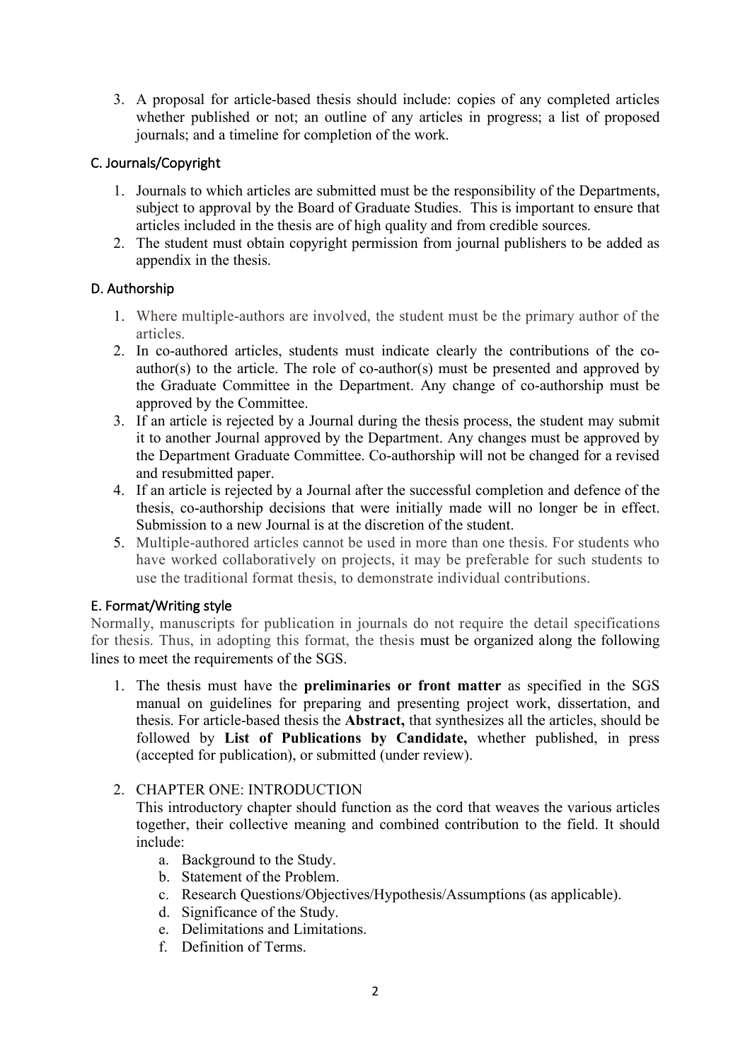3. A proposal for article-based thesis should include: copies of any completed articles whether published or not; an outline of any articles in progress; a list of proposed journals; and a timeline for completion of the work.

### C. Journals/Copyright

1. Journals to which articles are submitted must be the responsibility of the Departments, subject to approval by the Board of Graduate Studies. This is important to ensure that articles included in the thesis are of high quality and from credible sources.
2. The student must obtain copyright permission from journal publishers to be added as appendix in the thesis.

### D. Authorship

1. Where multiple-authors are involved, the student must be the primary author of the articles.
2. In co-authored articles, students must indicate clearly the contributions of the co-author(s) to the article. The role of co-author(s) must be presented and approved by the Graduate Committee in the Department. Any change of co-authorship must be approved by the Committee.
3. If an article is rejected by a Journal during the thesis process, the student may submit it to another Journal approved by the Department. Any changes must be approved by the Department Graduate Committee. Co-authorship will not be changed for a revised and resubmitted paper.
4. If an article is rejected by a Journal after the successful completion and defence of the thesis, co-authorship decisions that were initially made will no longer be in effect. Submission to a new Journal is at the discretion of the student.
5. Multiple-authored articles cannot be used in more than one thesis. For students who have worked collaboratively on projects, it may be preferable for such students to use the traditional format thesis, to demonstrate individual contributions.

### E. Format/Writing style

Normally, manuscripts for publication in journals do not require the detail specifications for thesis. Thus, in adopting this format, the thesis must be organized along the following lines to meet the requirements of the SGS.

1. The thesis must have the **preliminaries or front matter** as specified in the SGS manual on guidelines for preparing and presenting project work, dissertation, and thesis. For article-based thesis the **Abstract,** that synthesizes all the articles, should be followed by **List of Publications by Candidate,** whether published, in press (accepted for publication), or submitted (under review).

2. CHAPTER ONE: INTRODUCTION

   This introductory chapter should function as the cord that weaves the various articles together, their collective meaning and combined contribution to the field. It should include:

   a. Background to the Study.
   b. Statement of the Problem.
   c. Research Questions/Objectives/Hypothesis/Assumptions (as applicable).
   d. Significance of the Study.
   e. Delimitations and Limitations.
   f. Definition of Terms.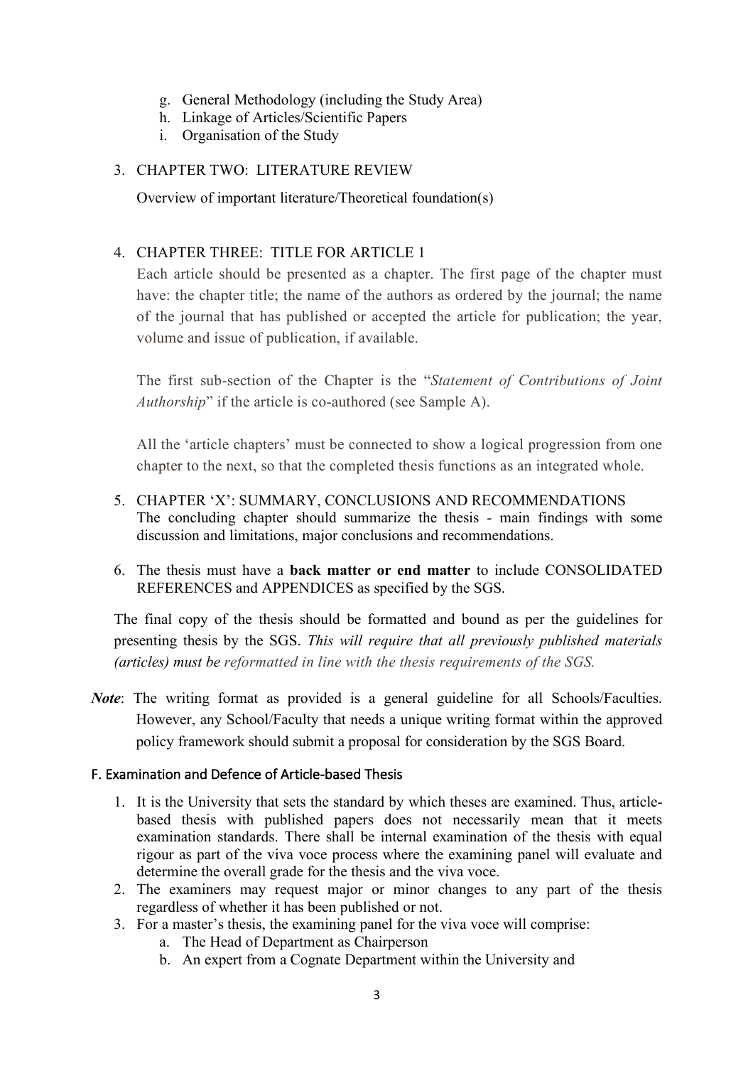g. General Methodology (including the Study Area)
h. Linkage of Articles/Scientific Papers
i. Organisation of the Study

3. CHAPTER TWO: LITERATURE REVIEW

   Overview of important literature/Theoretical foundation(s)

4. CHAPTER THREE: TITLE FOR ARTICLE 1

   Each article should be presented as a chapter. The first page of the chapter must have: the chapter title; the name of the authors as ordered by the journal; the name of the journal that has published or accepted the article for publication; the year, volume and issue of publication, if available.

   The first sub-section of the Chapter is the "*Statement of Contributions of Joint Authorship*" if the article is co-authored (see Sample A).

   All the 'article chapters' must be connected to show a logical progression from one chapter to the next, so that the completed thesis functions as an integrated whole.

5. CHAPTER 'X': SUMMARY, CONCLUSIONS AND RECOMMENDATIONS
   The concluding chapter should summarize the thesis - main findings with some discussion and limitations, major conclusions and recommendations.

6. The thesis must have a **back matter or end matter** to include CONSOLIDATED REFERENCES and APPENDICES as specified by the SGS.

The final copy of the thesis should be formatted and bound as per the guidelines for presenting thesis by the SGS. *This will require that all previously published materials (articles) must be reformatted in line with the thesis requirements of the SGS.*

***Note***: The writing format as provided is a general guideline for all Schools/Faculties. However, any School/Faculty that needs a unique writing format within the approved policy framework should submit a proposal for consideration by the SGS Board.

### F. Examination and Defence of Article-based Thesis

1. It is the University that sets the standard by which theses are examined. Thus, article-based thesis with published papers does not necessarily mean that it meets examination standards. There shall be internal examination of the thesis with equal rigour as part of the viva voce process where the examining panel will evaluate and determine the overall grade for the thesis and the viva voce.
2. The examiners may request major or minor changes to any part of the thesis regardless of whether it has been published or not.
3. For a master's thesis, the examining panel for the viva voce will comprise:
   a. The Head of Department as Chairperson
   b. An expert from a Cognate Department within the University and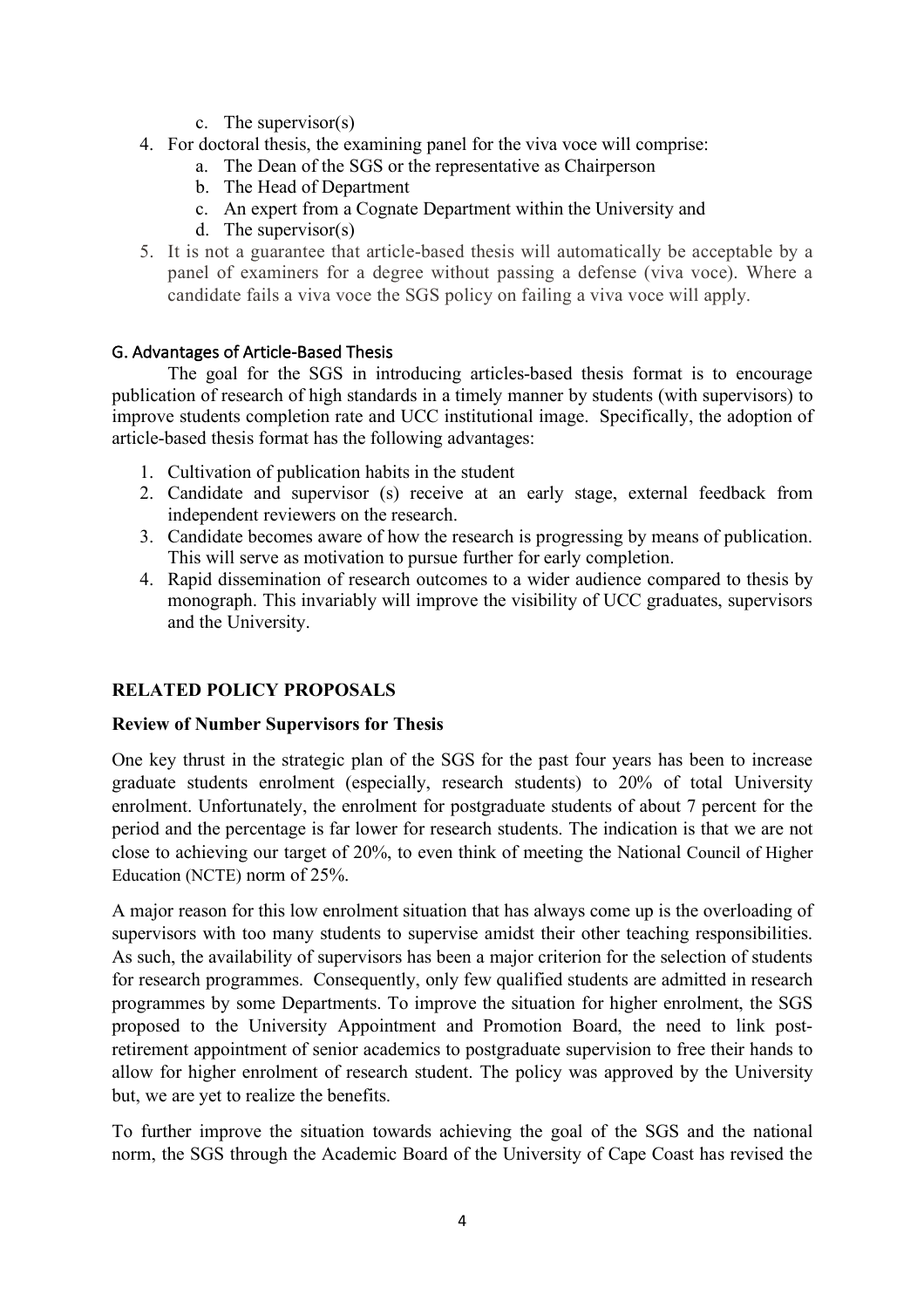c. The supervisor(s)

4. For doctoral thesis, the examining panel for the viva voce will comprise:
    a. The Dean of the SGS or the representative as Chairperson
    b. The Head of Department
    c. An expert from a Cognate Department within the University and
    d. The supervisor(s)
5. It is not a guarantee that article-based thesis will automatically be acceptable by a panel of examiners for a degree without passing a defense (viva voce). Where a candidate fails a viva voce the SGS policy on failing a viva voce will apply.

### G. Advantages of Article-Based Thesis

The goal for the SGS in introducing articles-based thesis format is to encourage publication of research of high standards in a timely manner by students (with supervisors) to improve students completion rate and UCC institutional image. Specifically, the adoption of article-based thesis format has the following advantages:

1. Cultivation of publication habits in the student
2. Candidate and supervisor (s) receive at an early stage, external feedback from independent reviewers on the research.
3. Candidate becomes aware of how the research is progressing by means of publication. This will serve as motivation to pursue further for early completion.
4. Rapid dissemination of research outcomes to a wider audience compared to thesis by monograph. This invariably will improve the visibility of UCC graduates, supervisors and the University.

## RELATED POLICY PROPOSALS

### Review of Number Supervisors for Thesis

One key thrust in the strategic plan of the SGS for the past four years has been to increase graduate students enrolment (especially, research students) to 20% of total University enrolment. Unfortunately, the enrolment for postgraduate students of about 7 percent for the period and the percentage is far lower for research students. The indication is that we are not close to achieving our target of 20%, to even think of meeting the National Council of Higher Education (NCTE) norm of 25%.

A major reason for this low enrolment situation that has always come up is the overloading of supervisors with too many students to supervise amidst their other teaching responsibilities. As such, the availability of supervisors has been a major criterion for the selection of students for research programmes. Consequently, only few qualified students are admitted in research programmes by some Departments. To improve the situation for higher enrolment, the SGS proposed to the University Appointment and Promotion Board, the need to link post-retirement appointment of senior academics to postgraduate supervision to free their hands to allow for higher enrolment of research student. The policy was approved by the University but, we are yet to realize the benefits.

To further improve the situation towards achieving the goal of the SGS and the national norm, the SGS through the Academic Board of the University of Cape Coast has revised the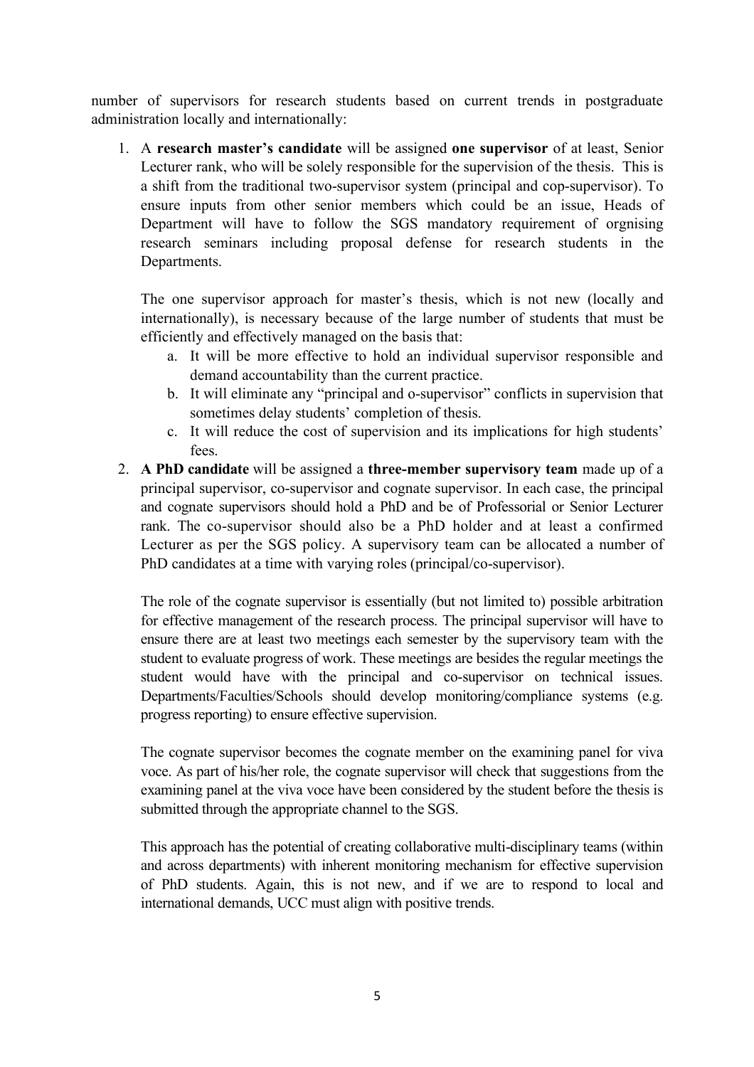number of supervisors for research students based on current trends in postgraduate administration locally and internationally:

1. A **research master's candidate** will be assigned **one supervisor** of at least, Senior Lecturer rank, who will be solely responsible for the supervision of the thesis. This is a shift from the traditional two-supervisor system (principal and cop-supervisor). To ensure inputs from other senior members which could be an issue, Heads of Department will have to follow the SGS mandatory requirement of orgnising research seminars including proposal defense for research students in the Departments.

   The one supervisor approach for master's thesis, which is not new (locally and internationally), is necessary because of the large number of students that must be efficiently and effectively managed on the basis that:

   a. It will be more effective to hold an individual supervisor responsible and demand accountability than the current practice.
   b. It will eliminate any "principal and o-supervisor" conflicts in supervision that sometimes delay students' completion of thesis.
   c. It will reduce the cost of supervision and its implications for high students' fees.

2. **A PhD candidate** will be assigned a **three-member supervisory team** made up of a principal supervisor, co-supervisor and cognate supervisor. In each case, the principal and cognate supervisors should hold a PhD and be of Professorial or Senior Lecturer rank. The co-supervisor should also be a PhD holder and at least a confirmed Lecturer as per the SGS policy. A supervisory team can be allocated a number of PhD candidates at a time with varying roles (principal/co-supervisor).

   The role of the cognate supervisor is essentially (but not limited to) possible arbitration for effective management of the research process. The principal supervisor will have to ensure there are at least two meetings each semester by the supervisory team with the student to evaluate progress of work. These meetings are besides the regular meetings the student would have with the principal and co-supervisor on technical issues. Departments/Faculties/Schools should develop monitoring/compliance systems (e.g. progress reporting) to ensure effective supervision.

   The cognate supervisor becomes the cognate member on the examining panel for viva voce. As part of his/her role, the cognate supervisor will check that suggestions from the examining panel at the viva voce have been considered by the student before the thesis is submitted through the appropriate channel to the SGS.

   This approach has the potential of creating collaborative multi-disciplinary teams (within and across departments) with inherent monitoring mechanism for effective supervision of PhD students. Again, this is not new, and if we are to respond to local and international demands, UCC must align with positive trends.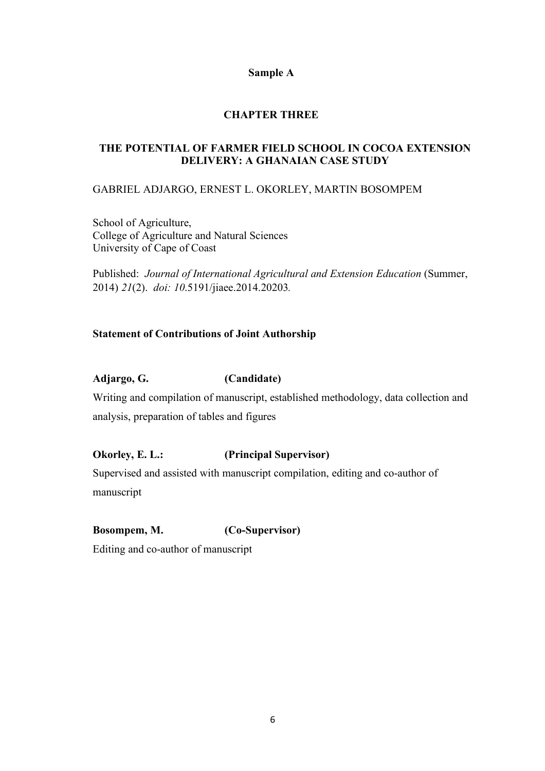**Sample A**

# CHAPTER THREE

## THE POTENTIAL OF FARMER FIELD SCHOOL IN COCOA EXTENSION DELIVERY: A GHANAIAN CASE STUDY

GABRIEL ADJARGO, ERNEST L. OKORLEY, MARTIN BOSOMPEM

School of Agriculture,
College of Agriculture and Natural Sciences
University of Cape of Coast

Published: *Journal of International Agricultural and Extension Education* (Summer, 2014) *21*(2). *doi: 10.*5191/jiaee.2014.20203.

### Statement of Contributions of Joint Authorship

**Adjargo, G. (Candidate)**

Writing and compilation of manuscript, established methodology, data collection and analysis, preparation of tables and figures

**Okorley, E. L.: (Principal Supervisor)**

Supervised and assisted with manuscript compilation, editing and co-author of manuscript

**Bosompem, M. (Co-Supervisor)**

Editing and co-author of manuscript